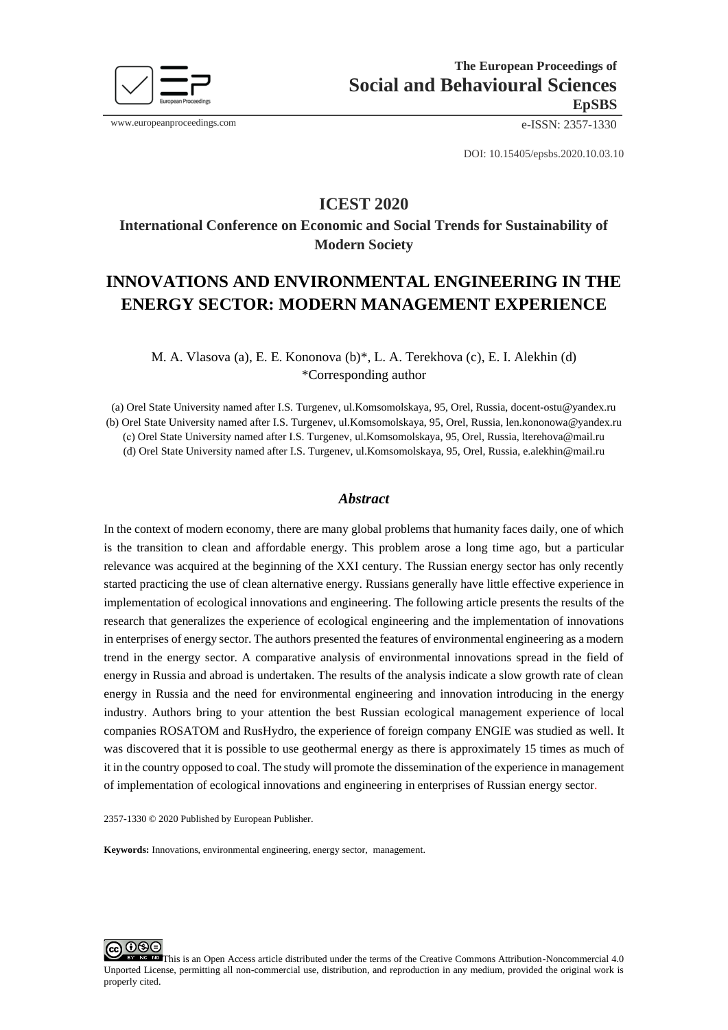The European Proceedings of
**Social and Behavioural Sciences**
**EpSBS**

www.europeanproceedings.com e-ISSN: 2357-1330

DOI: 10.15405/epsbs.2020.10.03.10

## ICEST 2020

### International Conference on Economic and Social Trends for Sustainability of Modern Society

# INNOVATIONS AND ENVIRONMENTAL ENGINEERING IN THE ENERGY SECTOR: MODERN MANAGEMENT EXPERIENCE

M. A. Vlasova (a), E. E. Kononova (b)*, L. A. Terekhova (c), E. I. Alekhin (d)
*Corresponding author

(a) Orel State University named after I.S. Turgenev, ul.Komsomolskaya, 95, Orel, Russia, docent-ostu@yandex.ru
(b) Orel State University named after I.S. Turgenev, ul.Komsomolskaya, 95, Orel, Russia, len.kononowa@yandex.ru
(c) Orel State University named after I.S. Turgenev, ul.Komsomolskaya, 95, Orel, Russia, lterehova@mail.ru
(d) Orel State University named after I.S. Turgenev, ul.Komsomolskaya, 95, Orel, Russia, e.alekhin@mail.ru

## *Abstract*

In the context of modern economy, there are many global problems that humanity faces daily, one of which is the transition to clean and affordable energy. This problem arose a long time ago, but a particular relevance was acquired at the beginning of the XXI century. The Russian energy sector has only recently started practicing the use of clean alternative energy. Russians generally have little effective experience in implementation of ecological innovations and engineering. The following article presents the results of the research that generalizes the experience of ecological engineering and the implementation of innovations in enterprises of energy sector. The authors presented the features of environmental engineering as a modern trend in the energy sector. A comparative analysis of environmental innovations spread in the field of energy in Russia and abroad is undertaken. The results of the analysis indicate a slow growth rate of clean energy in Russia and the need for environmental engineering and innovation introducing in the energy industry. Authors bring to your attention the best Russian ecological management experience of local companies ROSATOM and RusHydro, the experience of foreign company ENGIE was studied as well. It was discovered that it is possible to use geothermal energy as there is approximately 15 times as much of it in the country opposed to coal. The study will promote the dissemination of the experience in management of implementation of ecological innovations and engineering in enterprises of Russian energy sector.

2357-1330 © 2020 Published by European Publisher.

**Keywords:** Innovations, environmental engineering, energy sector, management.

This is an Open Access article distributed under the terms of the Creative Commons Attribution-Noncommercial 4.0 Unported License, permitting all non-commercial use, distribution, and reproduction in any medium, provided the original work is properly cited.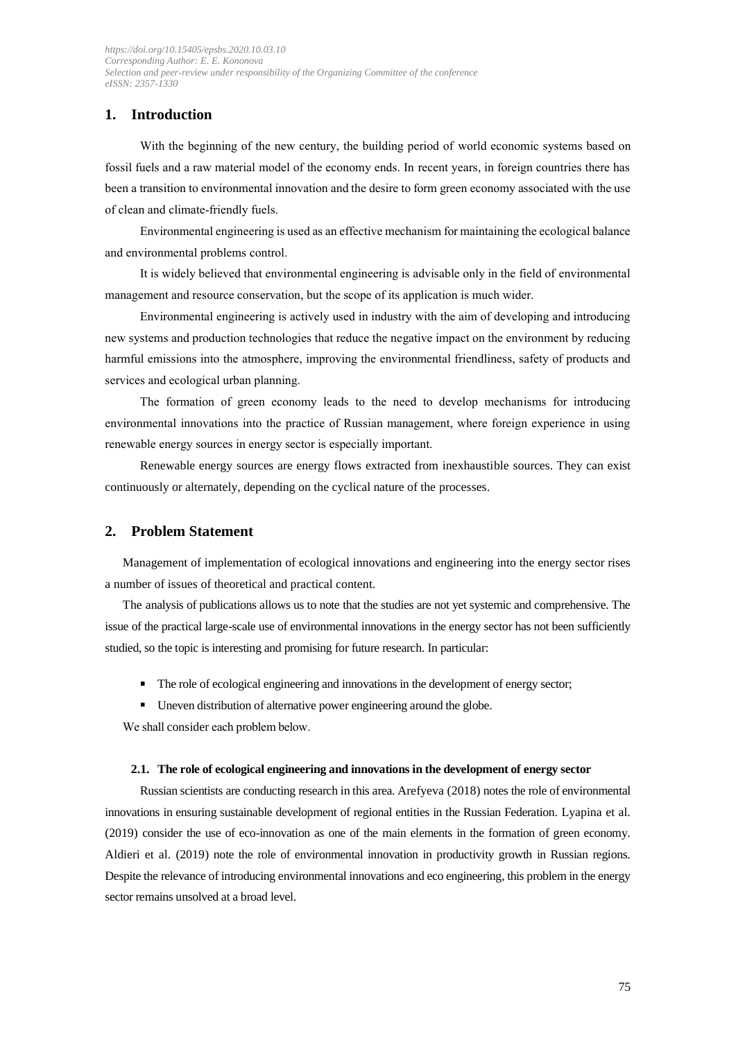## 1. Introduction

With the beginning of the new century, the building period of world economic systems based on fossil fuels and a raw material model of the economy ends. In recent years, in foreign countries there has been a transition to environmental innovation and the desire to form green economy associated with the use of clean and climate-friendly fuels.

Environmental engineering is used as an effective mechanism for maintaining the ecological balance and environmental problems control.

It is widely believed that environmental engineering is advisable only in the field of environmental management and resource conservation, but the scope of its application is much wider.

Environmental engineering is actively used in industry with the aim of developing and introducing new systems and production technologies that reduce the negative impact on the environment by reducing harmful emissions into the atmosphere, improving the environmental friendliness, safety of products and services and ecological urban planning.

The formation of green economy leads to the need to develop mechanisms for introducing environmental innovations into the practice of Russian management, where foreign experience in using renewable energy sources in energy sector is especially important.

Renewable energy sources are energy flows extracted from inexhaustible sources. They can exist continuously or alternately, depending on the cyclical nature of the processes.

## 2. Problem Statement

Management of implementation of ecological innovations and engineering into the energy sector rises a number of issues of theoretical and practical content.

The analysis of publications allows us to note that the studies are not yet systemic and comprehensive. The issue of the practical large-scale use of environmental innovations in the energy sector has not been sufficiently studied, so the topic is interesting and promising for future research. In particular:

- The role of ecological engineering and innovations in the development of energy sector;
- Uneven distribution of alternative power engineering around the globe.

We shall consider each problem below.

### 2.1. The role of ecological engineering and innovations in the development of energy sector

Russian scientists are conducting research in this area. Arefyeva (2018) notes the role of environmental innovations in ensuring sustainable development of regional entities in the Russian Federation. Lyapina et al. (2019) consider the use of eco-innovation as one of the main elements in the formation of green economy. Aldieri et al. (2019) note the role of environmental innovation in productivity growth in Russian regions. Despite the relevance of introducing environmental innovations and eco engineering, this problem in the energy sector remains unsolved at a broad level.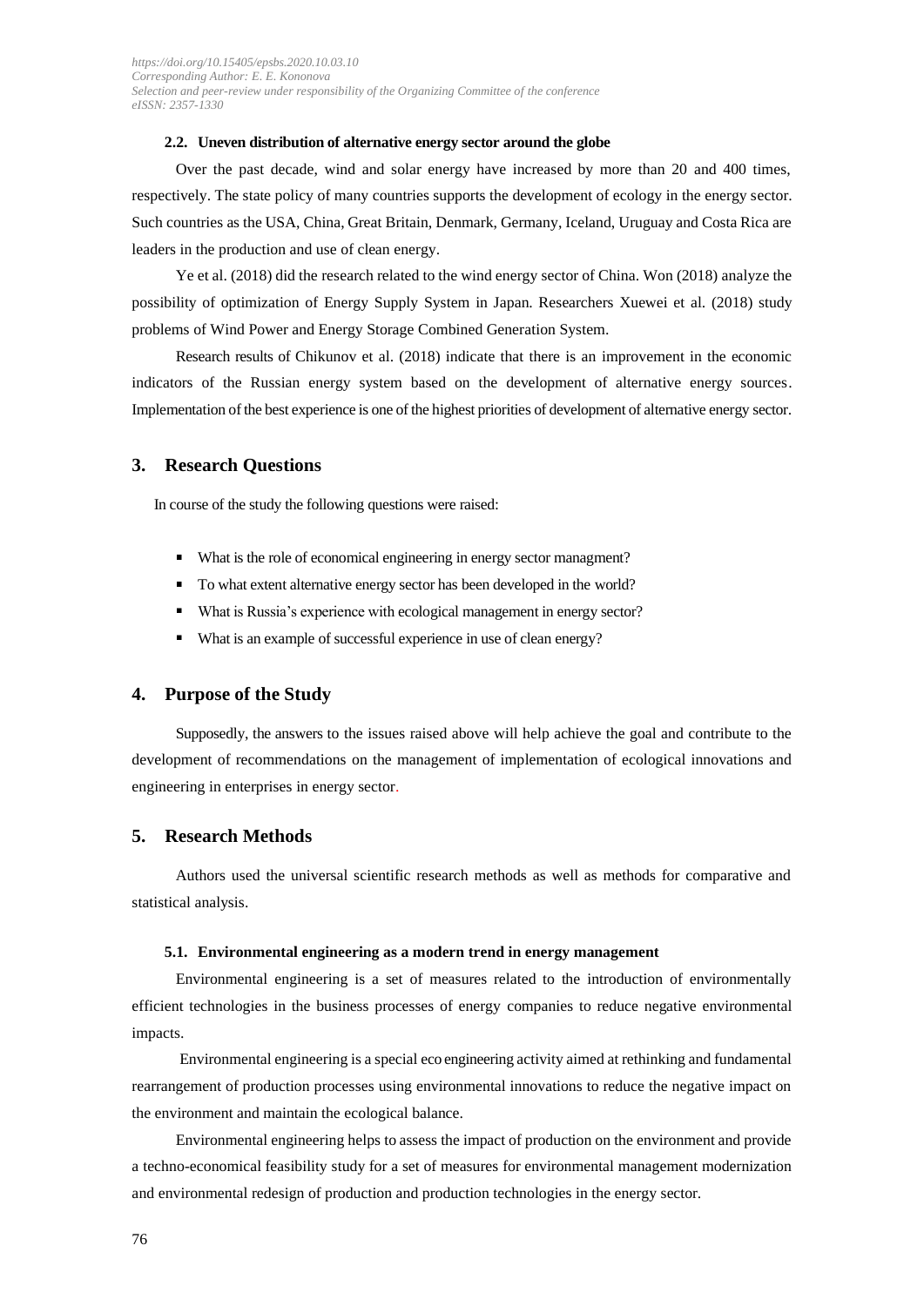### 2.2. Uneven distribution of alternative energy sector around the globe

Over the past decade, wind and solar energy have increased by more than 20 and 400 times, respectively. The state policy of many countries supports the development of ecology in the energy sector. Such countries as the USA, China, Great Britain, Denmark, Germany, Iceland, Uruguay and Costa Rica are leaders in the production and use of clean energy.

Ye et al. (2018) did the research related to the wind energy sector of China. Won (2018) analyze the possibility of optimization of Energy Supply System in Japan. Researchers Xuewei et al. (2018) study problems of Wind Power and Energy Storage Combined Generation System.

Research results of Chikunov et al. (2018) indicate that there is an improvement in the economic indicators of the Russian energy system based on the development of alternative energy sources. Implementation of the best experience is one of the highest priorities of development of alternative energy sector.

## 3. Research Questions

In course of the study the following questions were raised:

- What is the role of economical engineering in energy sector managment?
- To what extent alternative energy sector has been developed in the world?
- What is Russia's experience with ecological management in energy sector?
- What is an example of successful experience in use of clean energy?

## 4. Purpose of the Study

Supposedly, the answers to the issues raised above will help achieve the goal and contribute to the development of recommendations on the management of implementation of ecological innovations and engineering in enterprises in energy sector.

## 5. Research Methods

Authors used the universal scientific research methods as well as methods for comparative and statistical analysis.

### 5.1. Environmental engineering as a modern trend in energy management

Environmental engineering is a set of measures related to the introduction of environmentally efficient technologies in the business processes of energy companies to reduce negative environmental impacts.

Environmental engineering is a special eco engineering activity aimed at rethinking and fundamental rearrangement of production processes using environmental innovations to reduce the negative impact on the environment and maintain the ecological balance.

Environmental engineering helps to assess the impact of production on the environment and provide a techno-economical feasibility study for a set of measures for environmental management modernization and environmental redesign of production and production technologies in the energy sector.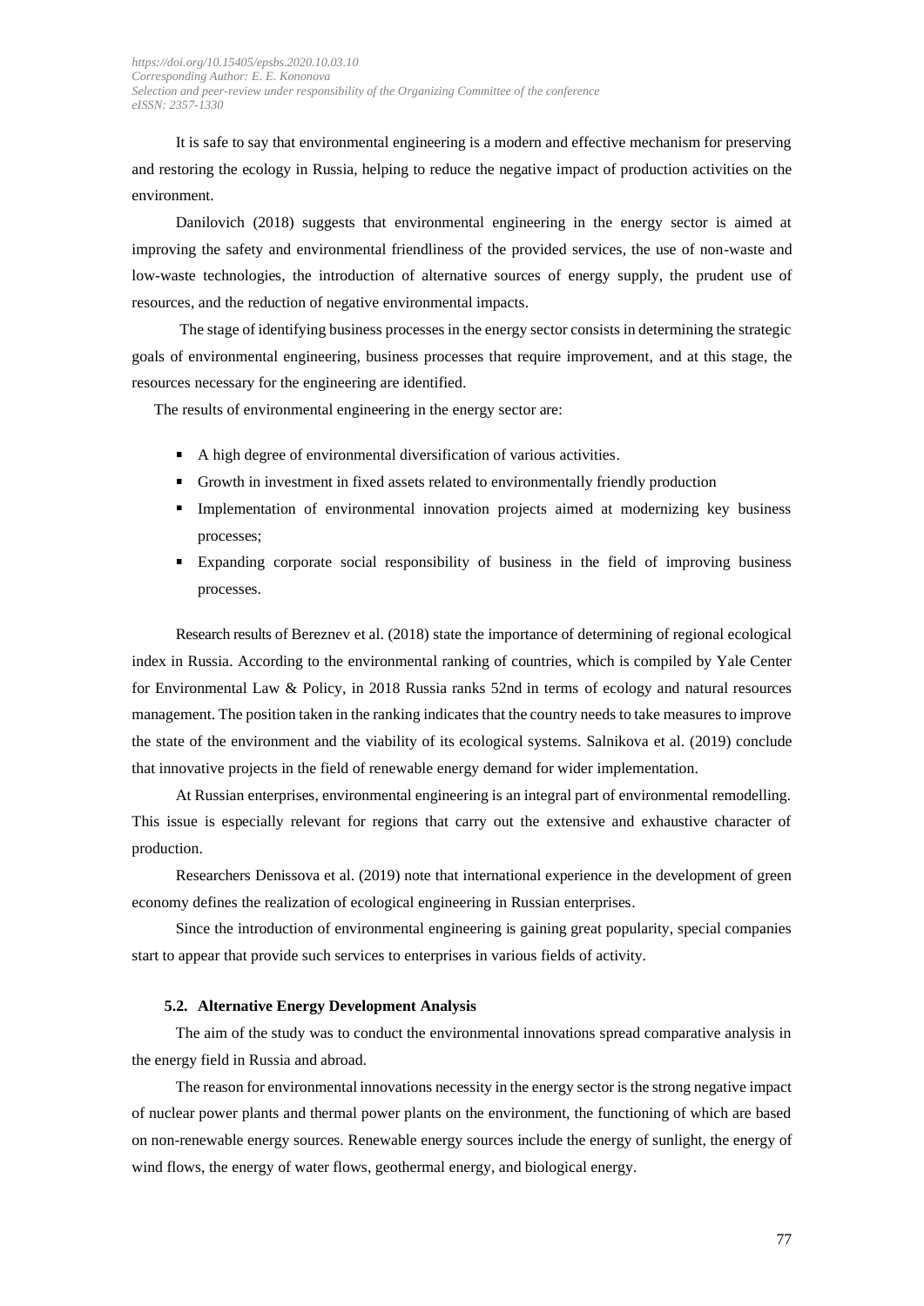It is safe to say that environmental engineering is a modern and effective mechanism for preserving and restoring the ecology in Russia, helping to reduce the negative impact of production activities on the environment.

Danilovich (2018) suggests that environmental engineering in the energy sector is aimed at improving the safety and environmental friendliness of the provided services, the use of non-waste and low-waste technologies, the introduction of alternative sources of energy supply, the prudent use of resources, and the reduction of negative environmental impacts.

The stage of identifying business processes in the energy sector consists in determining the strategic goals of environmental engineering, business processes that require improvement, and at this stage, the resources necessary for the engineering are identified.

The results of environmental engineering in the energy sector are:

- A high degree of environmental diversification of various activities.
- Growth in investment in fixed assets related to environmentally friendly production
- Implementation of environmental innovation projects aimed at modernizing key business processes;
- Expanding corporate social responsibility of business in the field of improving business processes.

Research results of Bereznev et al. (2018) state the importance of determining of regional ecological index in Russia. According to the environmental ranking of countries, which is compiled by Yale Center for Environmental Law & Policy, in 2018 Russia ranks 52nd in terms of ecology and natural resources management. The position taken in the ranking indicates that the country needs to take measures to improve the state of the environment and the viability of its ecological systems. Salnikova et al. (2019) conclude that innovative projects in the field of renewable energy demand for wider implementation.

At Russian enterprises, environmental engineering is an integral part of environmental remodelling. This issue is especially relevant for regions that carry out the extensive and exhaustive character of production.

Researchers Denissova et al. (2019) note that international experience in the development of green economy defines the realization of ecological engineering in Russian enterprises.

Since the introduction of environmental engineering is gaining great popularity, special companies start to appear that provide such services to enterprises in various fields of activity.

### 5.2. Alternative Energy Development Analysis

The aim of the study was to conduct the environmental innovations spread comparative analysis in the energy field in Russia and abroad.

The reason for environmental innovations necessity in the energy sector is the strong negative impact of nuclear power plants and thermal power plants on the environment, the functioning of which are based on non-renewable energy sources. Renewable energy sources include the energy of sunlight, the energy of wind flows, the energy of water flows, geothermal energy, and biological energy.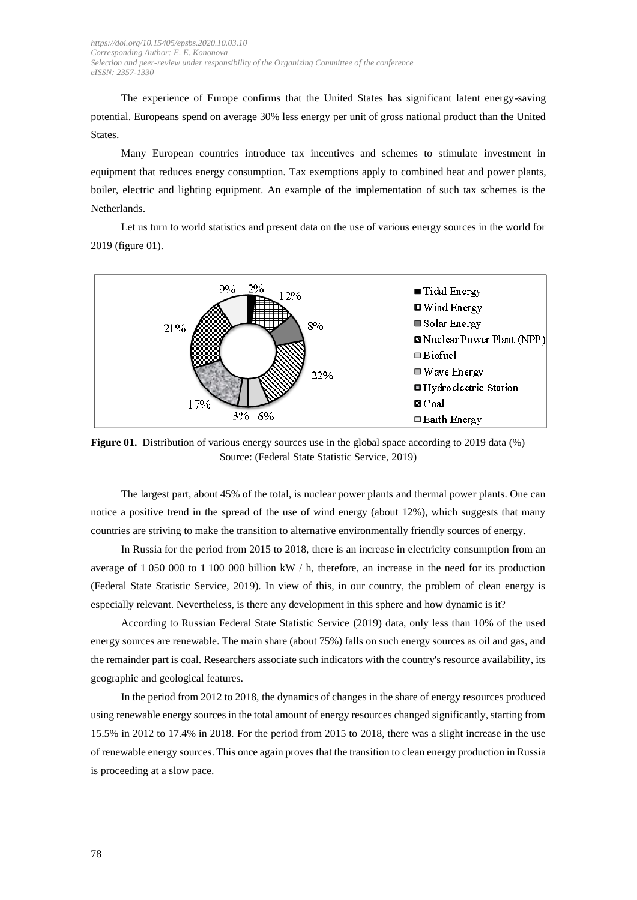The experience of Europe confirms that the United States has significant latent energy-saving potential. Europeans spend on average 30% less energy per unit of gross national product than the United States.

Many European countries introduce tax incentives and schemes to stimulate investment in equipment that reduces energy consumption. Tax exemptions apply to combined heat and power plants, boiler, electric and lighting equipment. An example of the implementation of such tax schemes is the Netherlands.

Let us turn to world statistics and present data on the use of various energy sources in the world for 2019 (figure 01).

**Figure 01.** Distribution of various energy sources use in the global space according to 2019 data (%) Source: (Federal State Statistic Service, 2019)

The largest part, about 45% of the total, is nuclear power plants and thermal power plants. One can notice a positive trend in the spread of the use of wind energy (about 12%), which suggests that many countries are striving to make the transition to alternative environmentally friendly sources of energy.

In Russia for the period from 2015 to 2018, there is an increase in electricity consumption from an average of 1 050 000 to 1 100 000 billion kW / h, therefore, an increase in the need for its production (Federal State Statistic Service, 2019). In view of this, in our country, the problem of clean energy is especially relevant. Nevertheless, is there any development in this sphere and how dynamic is it?

According to Russian Federal State Statistic Service (2019) data, only less than 10% of the used energy sources are renewable. The main share (about 75%) falls on such energy sources as oil and gas, and the remainder part is coal. Researchers associate such indicators with the country's resource availability, its geographic and geological features.

In the period from 2012 to 2018, the dynamics of changes in the share of energy resources produced using renewable energy sources in the total amount of energy resources changed significantly, starting from 15.5% in 2012 to 17.4% in 2018. For the period from 2015 to 2018, there was a slight increase in the use of renewable energy sources. This once again proves that the transition to clean energy production in Russia is proceeding at a slow pace.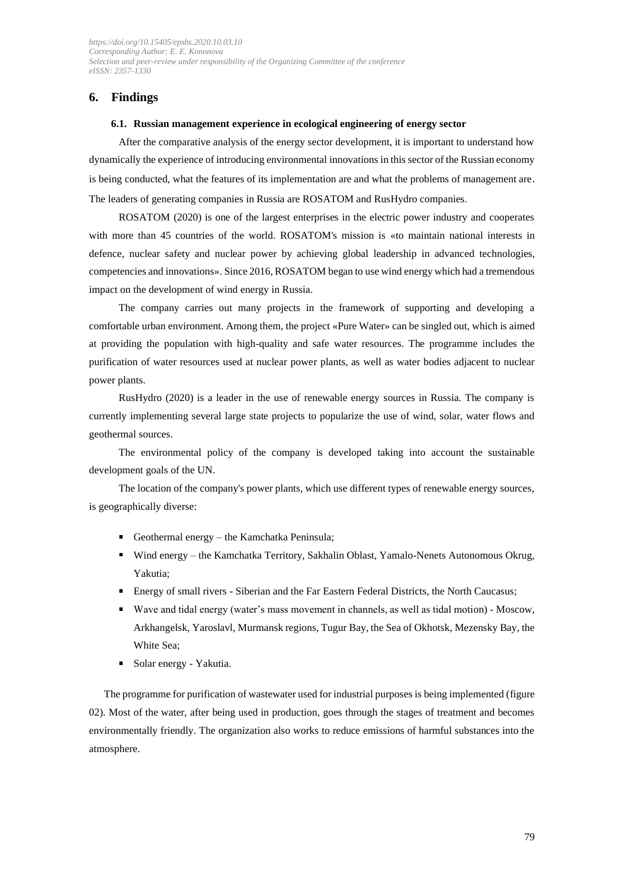## 6. Findings

### 6.1. Russian management experience in ecological engineering of energy sector

After the comparative analysis of the energy sector development, it is important to understand how dynamically the experience of introducing environmental innovations in this sector of the Russian economy is being conducted, what the features of its implementation are and what the problems of management are. The leaders of generating companies in Russia are ROSATOM and RusHydro companies.

ROSATOM (2020) is one of the largest enterprises in the electric power industry and cooperates with more than 45 countries of the world. ROSATOM's mission is «to maintain national interests in defence, nuclear safety and nuclear power by achieving global leadership in advanced technologies, competencies and innovations». Since 2016, ROSATOM began to use wind energy which had a tremendous impact on the development of wind energy in Russia.

The company carries out many projects in the framework of supporting and developing a comfortable urban environment. Among them, the project «Pure Water» can be singled out, which is aimed at providing the population with high-quality and safe water resources. The programme includes the purification of water resources used at nuclear power plants, as well as water bodies adjacent to nuclear power plants.

RusHydro (2020) is a leader in the use of renewable energy sources in Russia. The company is currently implementing several large state projects to popularize the use of wind, solar, water flows and geothermal sources.

The environmental policy of the company is developed taking into account the sustainable development goals of the UN.

The location of the company's power plants, which use different types of renewable energy sources, is geographically diverse:

- Geothermal energy – the Kamchatka Peninsula;
- Wind energy – the Kamchatka Territory, Sakhalin Oblast, Yamalo-Nenets Autonomous Okrug, Yakutia;
- Energy of small rivers - Siberian and the Far Eastern Federal Districts, the North Caucasus;
- Wave and tidal energy (water's mass movement in channels, as well as tidal motion) - Moscow, Arkhangelsk, Yaroslavl, Murmansk regions, Tugur Bay, the Sea of Okhotsk, Mezensky Bay, the White Sea;
- Solar energy - Yakutia.

The programme for purification of wastewater used for industrial purposes is being implemented (figure 02). Most of the water, after being used in production, goes through the stages of treatment and becomes environmentally friendly. The organization also works to reduce emissions of harmful substances into the atmosphere.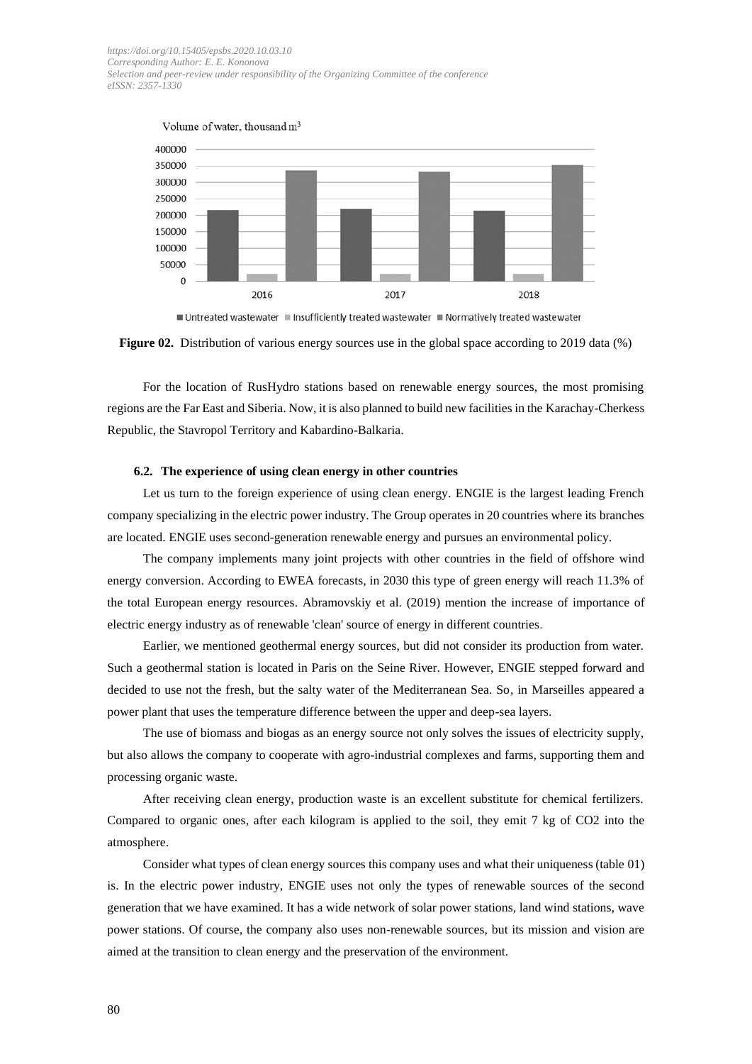Volume of water, thousand m³

| | Untreated wastewater | Insufficiently treated wastewater | Normatively treated wastewater |
|---|---|---|---|
| 2016 | ~215000 | ~22000 | ~337000 |
| 2017 | ~218000 | ~22000 | ~333000 |
| 2018 | ~213000 | ~22000 | ~352000 |

**Figure 02.** Distribution of various energy sources use in the global space according to 2019 data (%)

For the location of RusHydro stations based on renewable energy sources, the most promising regions are the Far East and Siberia. Now, it is also planned to build new facilities in the Karachay-Cherkess Republic, the Stavropol Territory and Kabardino-Balkaria.

### 6.2. The experience of using clean energy in other countries

Let us turn to the foreign experience of using clean energy. ENGIE is the largest leading French company specializing in the electric power industry. The Group operates in 20 countries where its branches are located. ENGIE uses second-generation renewable energy and pursues an environmental policy.

The company implements many joint projects with other countries in the field of offshore wind energy conversion. According to EWEA forecasts, in 2030 this type of green energy will reach 11.3% of the total European energy resources. Abramovskiy et al. (2019) mention the increase of importance of electric energy industry as of renewable 'clean' source of energy in different countries.

Earlier, we mentioned geothermal energy sources, but did not consider its production from water. Such a geothermal station is located in Paris on the Seine River. However, ENGIE stepped forward and decided to use not the fresh, but the salty water of the Mediterranean Sea. So, in Marseilles appeared a power plant that uses the temperature difference between the upper and deep-sea layers.

The use of biomass and biogas as an energy source not only solves the issues of electricity supply, but also allows the company to cooperate with agro-industrial complexes and farms, supporting them and processing organic waste.

After receiving clean energy, production waste is an excellent substitute for chemical fertilizers. Compared to organic ones, after each kilogram is applied to the soil, they emit 7 kg of $CO_2$ into the atmosphere.

Consider what types of clean energy sources this company uses and what their uniqueness (table 01) is. In the electric power industry, ENGIE uses not only the types of renewable sources of the second generation that we have examined. It has a wide network of solar power stations, land wind stations, wave power stations. Of course, the company also uses non-renewable sources, but its mission and vision are aimed at the transition to clean energy and the preservation of the environment.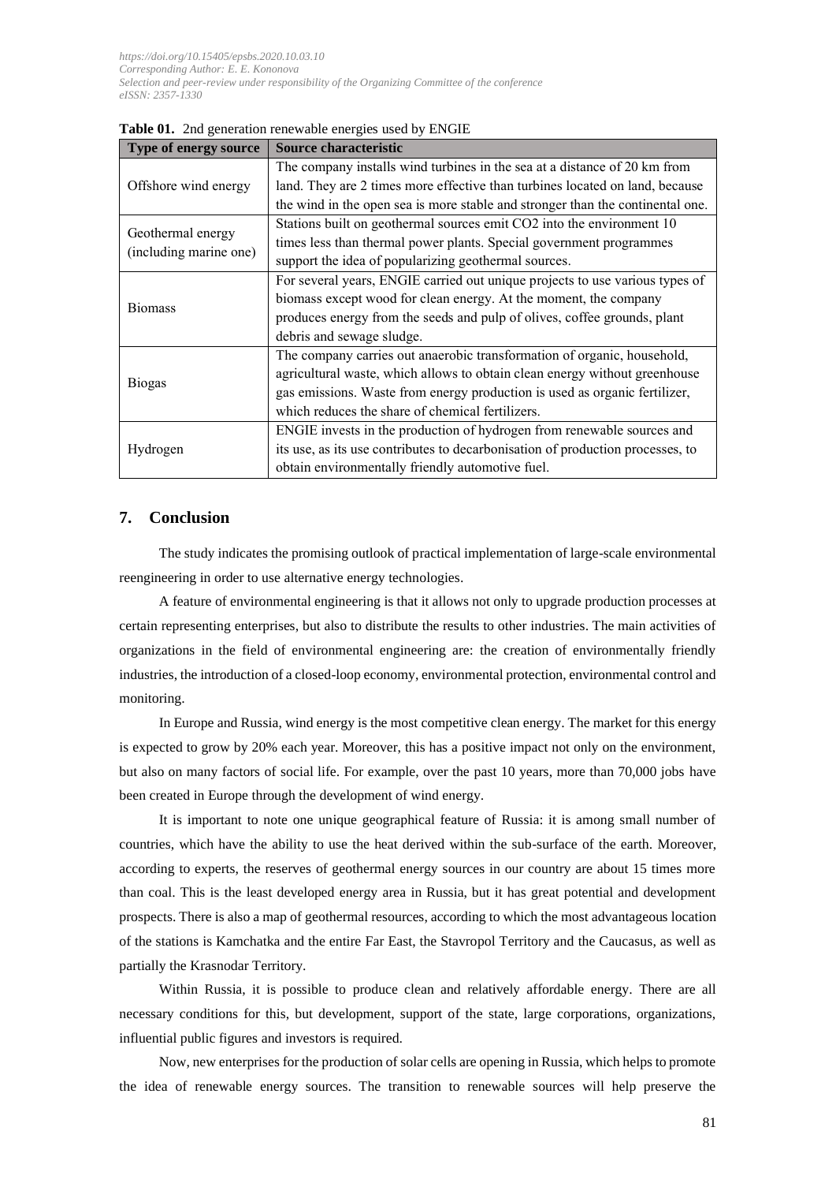**Table 01.** 2nd generation renewable energies used by ENGIE

| Type of energy source | Source characteristic |
|---|---|
| Offshore wind energy | The company installs wind turbines in the sea at a distance of 20 km from land. They are 2 times more effective than turbines located on land, because the wind in the open sea is more stable and stronger than the continental one. |
| Geothermal energy (including marine one) | Stations built on geothermal sources emit $CO_2$ into the environment 10 times less than thermal power plants. Special government programmes support the idea of popularizing geothermal sources. |
| Biomass | For several years, ENGIE carried out unique projects to use various types of biomass except wood for clean energy. At the moment, the company produces energy from the seeds and pulp of olives, coffee grounds, plant debris and sewage sludge. |
| Biogas | The company carries out anaerobic transformation of organic, household, agricultural waste, which allows to obtain clean energy without greenhouse gas emissions. Waste from energy production is used as organic fertilizer, which reduces the share of chemical fertilizers. |
| Hydrogen | ENGIE invests in the production of hydrogen from renewable sources and its use, as its use contributes to decarbonisation of production processes, to obtain environmentally friendly automotive fuel. |

## 7. Conclusion

The study indicates the promising outlook of practical implementation of large-scale environmental reengineering in order to use alternative energy technologies.

A feature of environmental engineering is that it allows not only to upgrade production processes at certain representing enterprises, but also to distribute the results to other industries. The main activities of organizations in the field of environmental engineering are: the creation of environmentally friendly industries, the introduction of a closed-loop economy, environmental protection, environmental control and monitoring.

In Europe and Russia, wind energy is the most competitive clean energy. The market for this energy is expected to grow by 20% each year. Moreover, this has a positive impact not only on the environment, but also on many factors of social life. For example, over the past 10 years, more than 70,000 jobs have been created in Europe through the development of wind energy.

It is important to note one unique geographical feature of Russia: it is among small number of countries, which have the ability to use the heat derived within the sub-surface of the earth. Moreover, according to experts, the reserves of geothermal energy sources in our country are about 15 times more than coal. This is the least developed energy area in Russia, but it has great potential and development prospects. There is also a map of geothermal resources, according to which the most advantageous location of the stations is Kamchatka and the entire Far East, the Stavropol Territory and the Caucasus, as well as partially the Krasnodar Territory.

Within Russia, it is possible to produce clean and relatively affordable energy. There are all necessary conditions for this, but development, support of the state, large corporations, organizations, influential public figures and investors is required.

Now, new enterprises for the production of solar cells are opening in Russia, which helps to promote the idea of renewable energy sources. The transition to renewable sources will help preserve the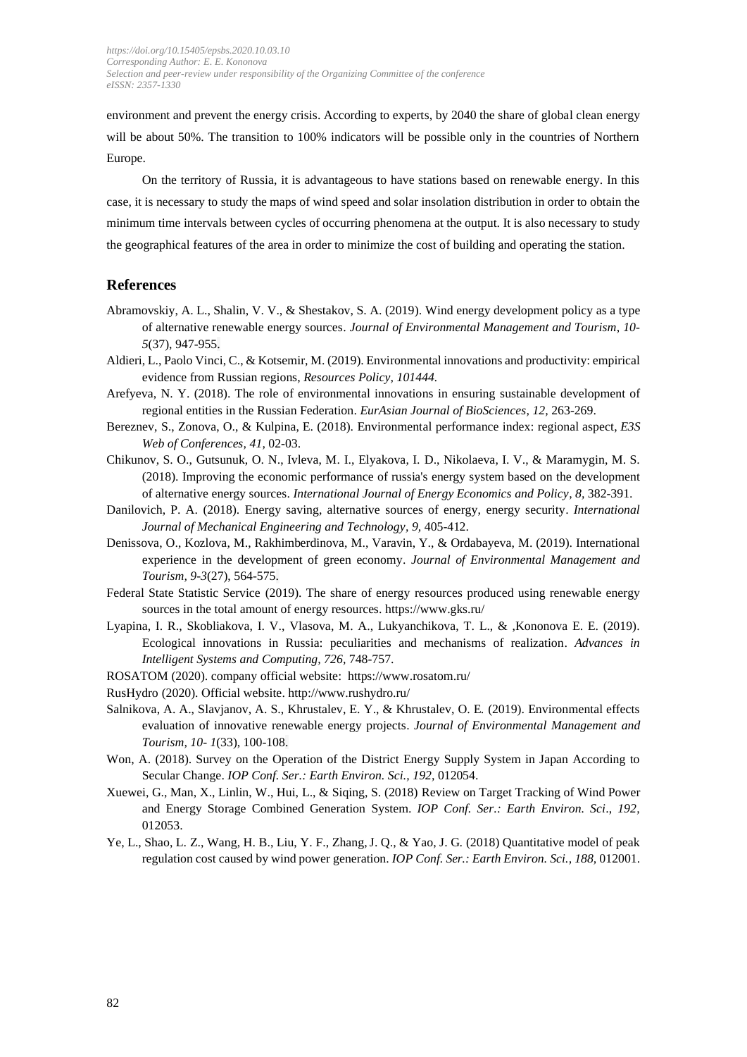environment and prevent the energy crisis. According to experts, by 2040 the share of global clean energy will be about 50%. The transition to 100% indicators will be possible only in the countries of Northern Europe.

On the territory of Russia, it is advantageous to have stations based on renewable energy. In this case, it is necessary to study the maps of wind speed and solar insolation distribution in order to obtain the minimum time intervals between cycles of occurring phenomena at the output. It is also necessary to study the geographical features of the area in order to minimize the cost of building and operating the station.

## References

Abramovskiy, A. L., Shalin, V. V., & Shestakov, S. A. (2019). Wind energy development policy as a type of alternative renewable energy sources. *Journal of Environmental Management and Tourism*, *10-5*(37), 947-955.

Aldieri, L., Paolo Vinci, C., & Kotsemir, M. (2019). Environmental innovations and productivity: empirical evidence from Russian regions, *Resources Policy, 101444.*

Arefyeva, N. Y. (2018). The role of environmental innovations in ensuring sustainable development of regional entities in the Russian Federation. *EurAsian Journal of BioSciences, 12,* 263-269.

Bereznev, S., Zonova, O., & Kulpina, E. (2018). Environmental performance index: regional aspect, *E3S Web of Conferences, 41,* 02-03.

Chikunov, S. O., Gutsunuk, O. N., Ivleva, M. I., Elyakova, I. D., Nikolaeva, I. V., & Maramygin, M. S. (2018). Improving the economic performance of russia's energy system based on the development of alternative energy sources. *International Journal of Energy Economics and Policy*, *8,* 382-391.

Danilovich, P. A. (2018). Energy saving, alternative sources of energy, energy security. *International Journal of Mechanical Engineering and Technology*, *9,* 405-412.

Denissova, O., Kozlova, M., Rakhimberdinova, M., Varavin, Y., & Ordabayeva, M. (2019). International experience in the development of green economy. *Journal of Environmental Management and Tourism, 9-3*(27), 564-575.

Federal State Statistic Service (2019). The share of energy resources produced using renewable energy sources in the total amount of energy resources. https://www.gks.ru/

Lyapina, I. R., Skobliakova, I. V., Vlasova, M. A., Lukyanchikova, T. L., & ,Kononova E. E. (2019). Ecological innovations in Russia: peculiarities and mechanisms of realization. *Advances in Intelligent Systems and Computing*, *726,* 748-757.

ROSATOM (2020). company official website: https://www.rosatom.ru/

RusHydro (2020). Official website. http://www.rushydro.ru/

Salnikova, A. A., Slavjanov, A. S., Khrustalev, E. Y., & Khrustalev, O. E. (2019). Environmental effects evaluation of innovative renewable energy projects. *Journal of Environmental Management and Tourism, 10- 1*(33), 100-108.

Won, A. (2018). Survey on the Operation of the District Energy Supply System in Japan According to Secular Change. *IOP Conf. Ser.: Earth Environ. Sci.*, *192,* 012054.

Xuewei, G., Man, X., Linlin, W., Hui, L., & Siqing, S. (2018) Review on Target Tracking of Wind Power and Energy Storage Combined Generation System. *IOP Conf. Ser.: Earth Environ. Sci*., *192,* 012053.

Ye, L., Shao, L. Z., Wang, H. B., Liu, Y. F., Zhang, J. Q., & Yao, J. G. (2018) Quantitative model of peak regulation cost caused by wind power generation. *IOP Conf. Ser.: Earth Environ. Sci.*, *188,* 012001.